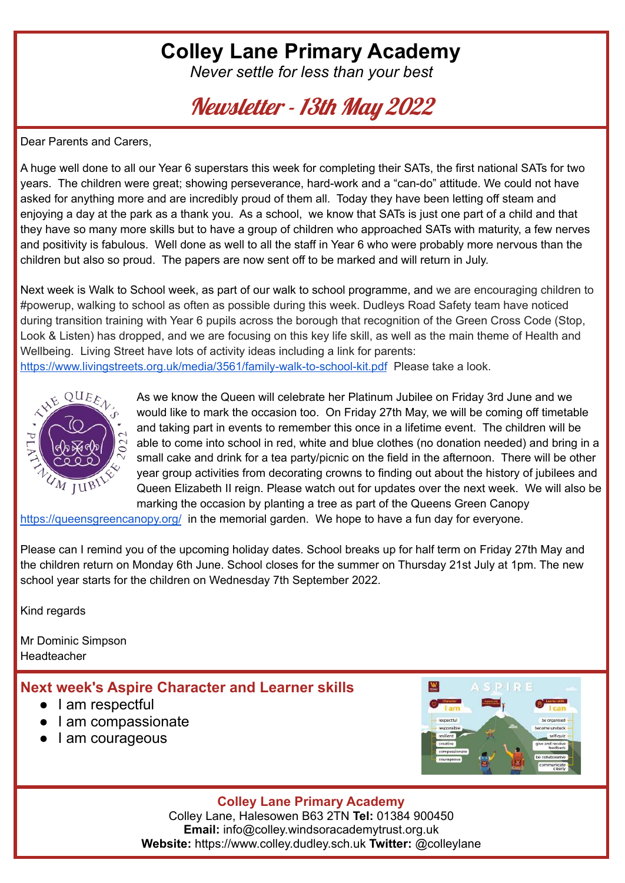# Colley Lane Primary Academy

*Never settle for less than your best*

## Newsletter - 13th May 2022

Dear Parents and Carers,

A huge well done to all our Year 6 superstars this week for completing their SATs, the first national SATs for two years. The children were great; showing perseverance, hard-work and a "can-do" attitude. We could not have asked for anything more and are incredibly proud of them all. Today they have been letting off steam and enjoying a day at the park as a thank you. As a school, we know that SATs is just one part of a child and that they have so many more skills but to have a group of children who approached SATs with maturity, a few nerves and positivity is fabulous. Well done as well to all the staff in Year 6 who were probably more nervous than the children but also so proud. The papers are now sent off to be marked and will return in July.

Next week is Walk to School week, as part of our walk to school programme, and we are encouraging children to #powerup, walking to school as often as possible during this week. Dudleys Road Safety team have noticed during transition training with Year 6 pupils across the borough that recognition of the Green Cross Code (Stop, Look & Listen) has dropped, and we are focusing on this key life skill, as well as the main theme of Health and Wellbeing. Living Street have lots of activity ideas including a link for parents: https://www.livingstreets.org.uk/media/3561/family-walk-to-school-kit.pdf Please take a look.

As we know the Queen will celebrate her Platinum Jubilee on Friday 3rd June and we would like to mark the occasion too. On Friday 27th May, we will be coming off timetable and taking part in events to remember this once in a lifetime event. The children will be able to come into school in red, white and blue clothes (no donation needed) and bring in a small cake and drink for a tea party/picnic on the field in the afternoon. There will be other year group activities from decorating crowns to finding out about the history of jubilees and Queen Elizabeth II reign. Please watch out for updates over the next week. We will also be marking the occasion by planting a tree as part of the Queens Green Canopy https://queensgreencanopy.org/ in the memorial garden. We hope to have a fun day for everyone.

Please can I remind you of the upcoming holiday dates. School breaks up for half term on Friday 27th May and the children return on Monday 6th June. School closes for the summer on Thursday 21st July at 1pm. The new school year starts for the children on Wednesday 7th September 2022.

Kind regards

Mr Dominic Simpson
Headteacher

## Next week's Aspire Character and Learner skills

- I am respectful
- I am compassionate
- I am courageous

**Colley Lane Primary Academy**
Colley Lane, Halesowen B63 2TN **Tel:** 01384 900450
**Email:** info@colley.windsoracademytrust.org.uk
**Website:** https://www.colley.dudley.sch.uk **Twitter:** @colleylane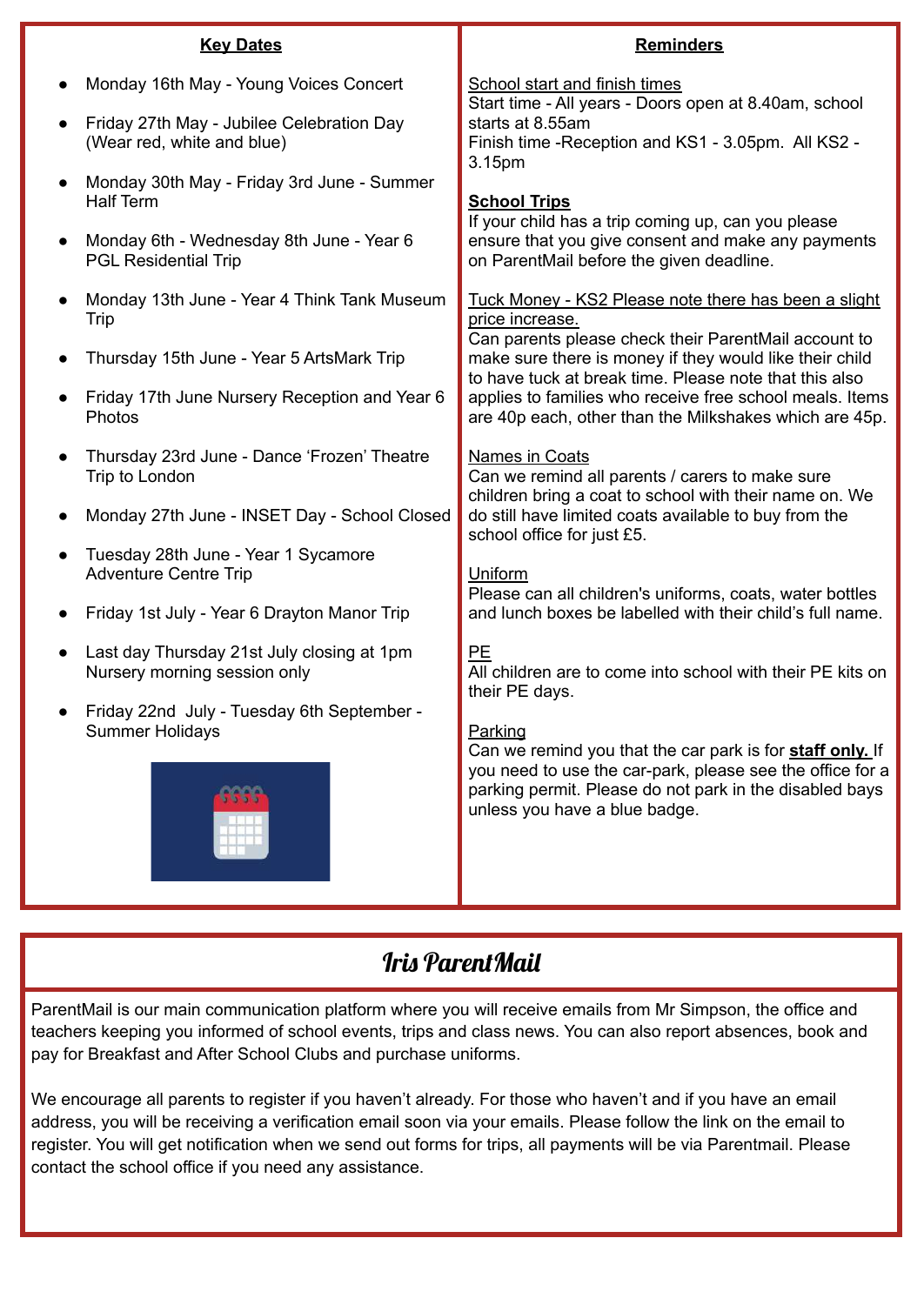## Key Dates

- Monday 16th May - Young Voices Concert
- Friday 27th May - Jubilee Celebration Day (Wear red, white and blue)
- Monday 30th May - Friday 3rd June - Summer Half Term
- Monday 6th - Wednesday 8th June - Year 6 PGL Residential Trip
- Monday 13th June - Year 4 Think Tank Museum Trip
- Thursday 15th June - Year 5 ArtsMark Trip
- Friday 17th June Nursery Reception and Year 6 Photos
- Thursday 23rd June - Dance 'Frozen' Theatre Trip to London
- Monday 27th June - INSET Day - School Closed
- Tuesday 28th June - Year 1 Sycamore Adventure Centre Trip
- Friday 1st July - Year 6 Drayton Manor Trip
- Last day Thursday 21st July closing at 1pm Nursery morning session only
- Friday 22nd July - Tuesday 6th September - Summer Holidays

## Reminders

School start and finish times
Start time - All years - Doors open at 8.40am, school starts at 8.55am
Finish time -Reception and KS1 - 3.05pm. All KS2 - 3.15pm

**School Trips**
If your child has a trip coming up, can you please ensure that you give consent and make any payments on ParentMail before the given deadline.

Tuck Money - KS2 Please note there has been a slight price increase.
Can parents please check their ParentMail account to make sure there is money if they would like their child to have tuck at break time. Please note that this also applies to families who receive free school meals. Items are 40p each, other than the Milkshakes which are 45p.

Names in Coats
Can we remind all parents / carers to make sure children bring a coat to school with their name on. We do still have limited coats available to buy from the school office for just £5.

Uniform
Please can all children's uniforms, coats, water bottles and lunch boxes be labelled with their child's full name.

PE
All children are to come into school with their PE kits on their PE days.

Parking
Can we remind you that the car park is for **staff only.** If you need to use the car-park, please see the office for a parking permit. Please do not park in the disabled bays unless you have a blue badge.

## Iris ParentMail

ParentMail is our main communication platform where you will receive emails from Mr Simpson, the office and teachers keeping you informed of school events, trips and class news. You can also report absences, book and pay for Breakfast and After School Clubs and purchase uniforms.

We encourage all parents to register if you haven't already. For those who haven't and if you have an email address, you will be receiving a verification email soon via your emails. Please follow the link on the email to register. You will get notification when we send out forms for trips, all payments will be via Parentmail. Please contact the school office if you need any assistance.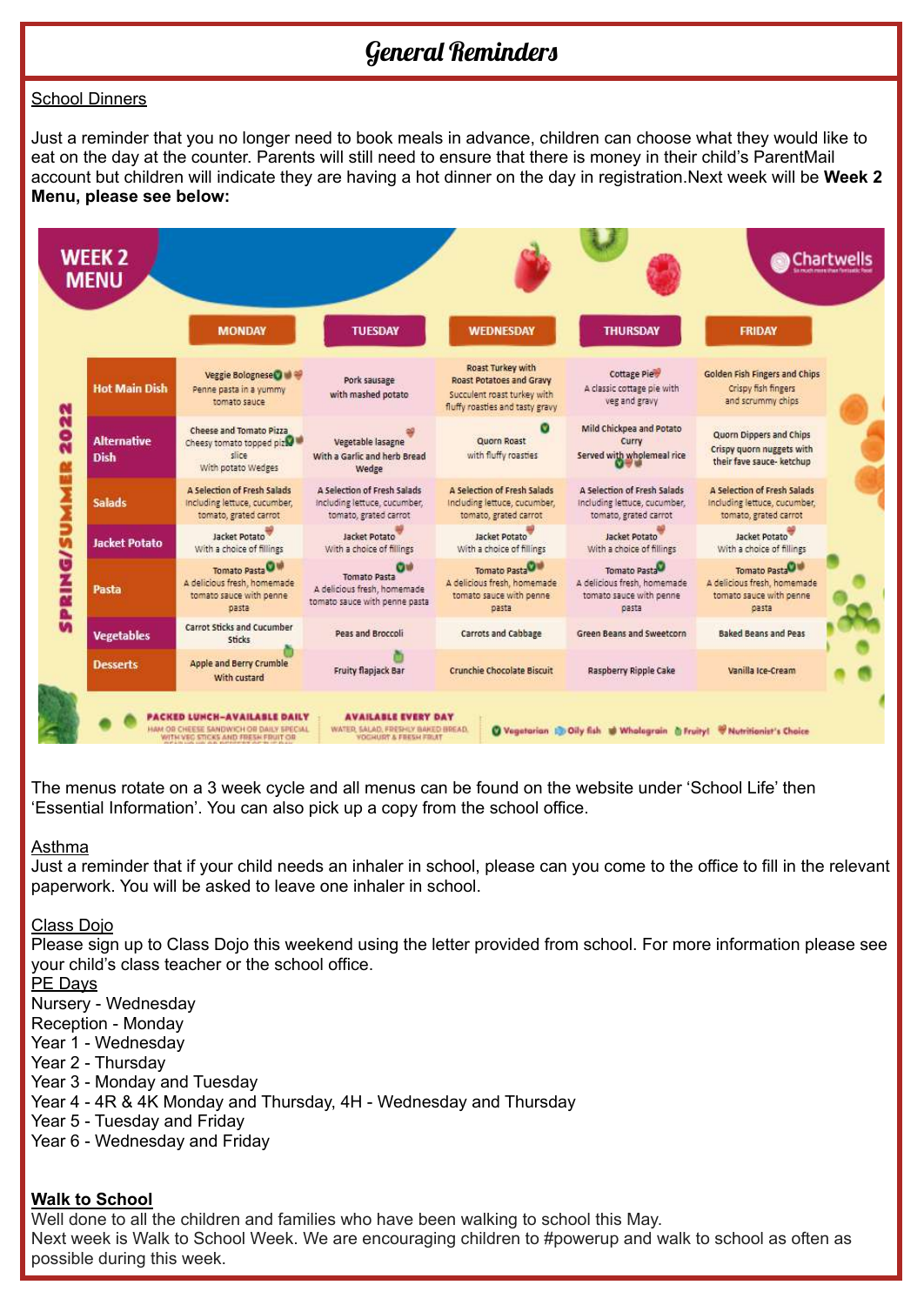# General Reminders

School Dinners

Just a reminder that you no longer need to book meals in advance, children can choose what they would like to eat on the day at the counter. Parents will still need to ensure that there is money in their child's ParentMail account but children will indicate they are having a hot dinner on the day in registration. Next week will be **Week 2 Menu, please see below:**

**WEEK 2 MENU** — SPRING/SUMMER 2022 — Chartwells

| | MONDAY | TUESDAY | WEDNESDAY | THURSDAY | FRIDAY |
|---|---|---|---|---|---|
| Hot Main Dish | Veggie Bolognese<br>Penne pasta in a yummy tomato sauce | Pork sausage<br>with mashed potato | Roast Turkey with Roast Potatoes and Gravy<br>Succulent roast turkey with fluffy roasties and tasty gravy | Cottage Pie<br>A classic cottage pie with veg and gravy | Golden Fish Fingers and Chips<br>Crispy fish fingers and scrummy chips |
| Alternative Dish | Cheese and Tomato Pizza<br>Cheesy tomato topped pizza slice<br>With potato Wedges | Vegetable lasagne<br>With a Garlic and herb Bread Wedge | Quorn Roast<br>with fluffy roasties | Mild Chickpea and Potato Curry<br>Served with wholemeal rice | Quorn Dippers and Chips<br>Crispy quorn nuggets with their fave sauce- ketchup |
| Salads | A Selection of Fresh Salads<br>Including lettuce, cucumber, tomato, grated carrot | A Selection of Fresh Salads<br>Including lettuce, cucumber, tomato, grated carrot | A Selection of Fresh Salads<br>Including lettuce, cucumber, tomato, grated carrot | A Selection of Fresh Salads<br>Including lettuce, cucumber, tomato, grated carrot | A Selection of Fresh Salads<br>Including lettuce, cucumber, tomato, grated carrot |
| Jacket Potato | Jacket Potato<br>With a choice of fillings | Jacket Potato<br>With a choice of fillings | Jacket Potato<br>With a choice of fillings | Jacket Potato<br>With a choice of fillings | Jacket Potato<br>With a choice of fillings |
| Pasta | Tomato Pasta<br>A delicious fresh, homemade tomato sauce with penne pasta | Tomato Pasta<br>A delicious fresh, homemade tomato sauce with penne pasta | Tomato Pasta<br>A delicious fresh, homemade tomato sauce with penne pasta | Tomato Pasta<br>A delicious fresh, homemade tomato sauce with penne pasta | Tomato Pasta<br>A delicious fresh, homemade tomato sauce with penne pasta |
| Vegetables | Carrot Sticks and Cucumber Sticks | Peas and Brocolli | Carrots and Cabbage | Green Beans and Sweetcorn | Baked Beans and Peas |
| Desserts | Apple and Berry Crumble<br>With custard | Fruity flapjack Bar | Crunchie Chocolate Biscuit | Raspberry Ripple Cake | Vanilla Ice-Cream |

PACKED LUNCH–AVAILABLE DAILY: HAM OR CHEESE SANDWICH OR DAILY SPECIAL WITH VEG STICKS AND FRESH FRUIT OR ...

AVAILABLE EVERY DAY: WATER, SALAD, FRESHLY BAKED BREAD, YOGHURT & FRESH FRUIT

Vegetarian | Oily fish | Wholegrain | Fruity! | Nutritionist's Choice

The menus rotate on a 3 week cycle and all menus can be found on the website under 'School Life' then 'Essential Information'. You can also pick up a copy from the school office.

Asthma

Just a reminder that if your child needs an inhaler in school, please can you come to the office to fill in the relevant paperwork. You will be asked to leave one inhaler in school.

Class Dojo

Please sign up to Class Dojo this weekend using the letter provided from school. For more information please see your child's class teacher or the school office.

PE Days

Nursery - Wednesday
Reception - Monday
Year 1 - Wednesday
Year 2 - Thursday
Year 3 - Monday and Tuesday
Year 4 - 4R & 4K Monday and Thursday, 4H - Wednesday and Thursday
Year 5 - Tuesday and Friday
Year 6 - Wednesday and Friday

**Walk to School**

Well done to all the children and families who have been walking to school this May.
Next week is Walk to School Week. We are encouraging children to #powerup and walk to school as often as possible during this week.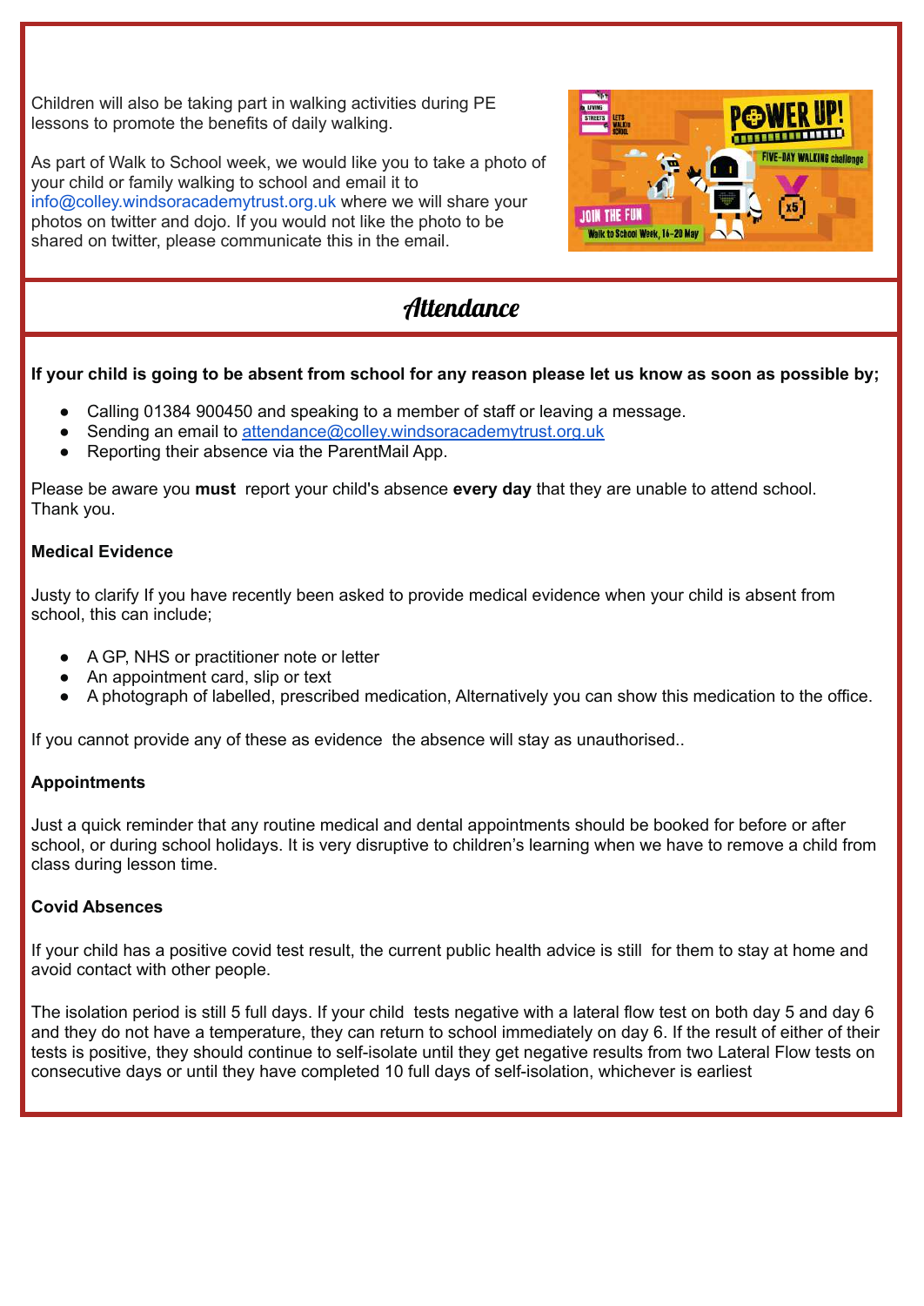Children will also be taking part in walking activities during PE lessons to promote the benefits of daily walking.

As part of Walk to School week, we would like you to take a photo of your child or family walking to school and email it to info@colley.windsoracademytrust.org.uk where we will share your photos on twitter and dojo. If you would not like the photo to be shared on twitter, please communicate this in the email.

## Attendance

**If your child is going to be absent from school for any reason please let us know as soon as possible by;**

- Calling 01384 900450 and speaking to a member of staff or leaving a message.
- Sending an email to attendance@colley.windsoracademytrust.org.uk
- Reporting their absence via the ParentMail App.

Please be aware you **must** report your child's absence **every day** that they are unable to attend school. Thank you.

**Medical Evidence**

Justy to clarify If you have recently been asked to provide medical evidence when your child is absent from school, this can include;

- A GP, NHS or practitioner note or letter
- An appointment card, slip or text
- A photograph of labelled, prescribed medication, Alternatively you can show this medication to the office.

If you cannot provide any of these as evidence the absence will stay as unauthorised..

**Appointments**

Just a quick reminder that any routine medical and dental appointments should be booked for before or after school, or during school holidays. It is very disruptive to children's learning when we have to remove a child from class during lesson time.

**Covid Absences**

If your child has a positive covid test result, the current public health advice is still for them to stay at home and avoid contact with other people.

The isolation period is still 5 full days. If your child tests negative with a lateral flow test on both day 5 and day 6 and they do not have a temperature, they can return to school immediately on day 6. If the result of either of their tests is positive, they should continue to self-isolate until they get negative results from two Lateral Flow tests on consecutive days or until they have completed 10 full days of self-isolation, whichever is earliest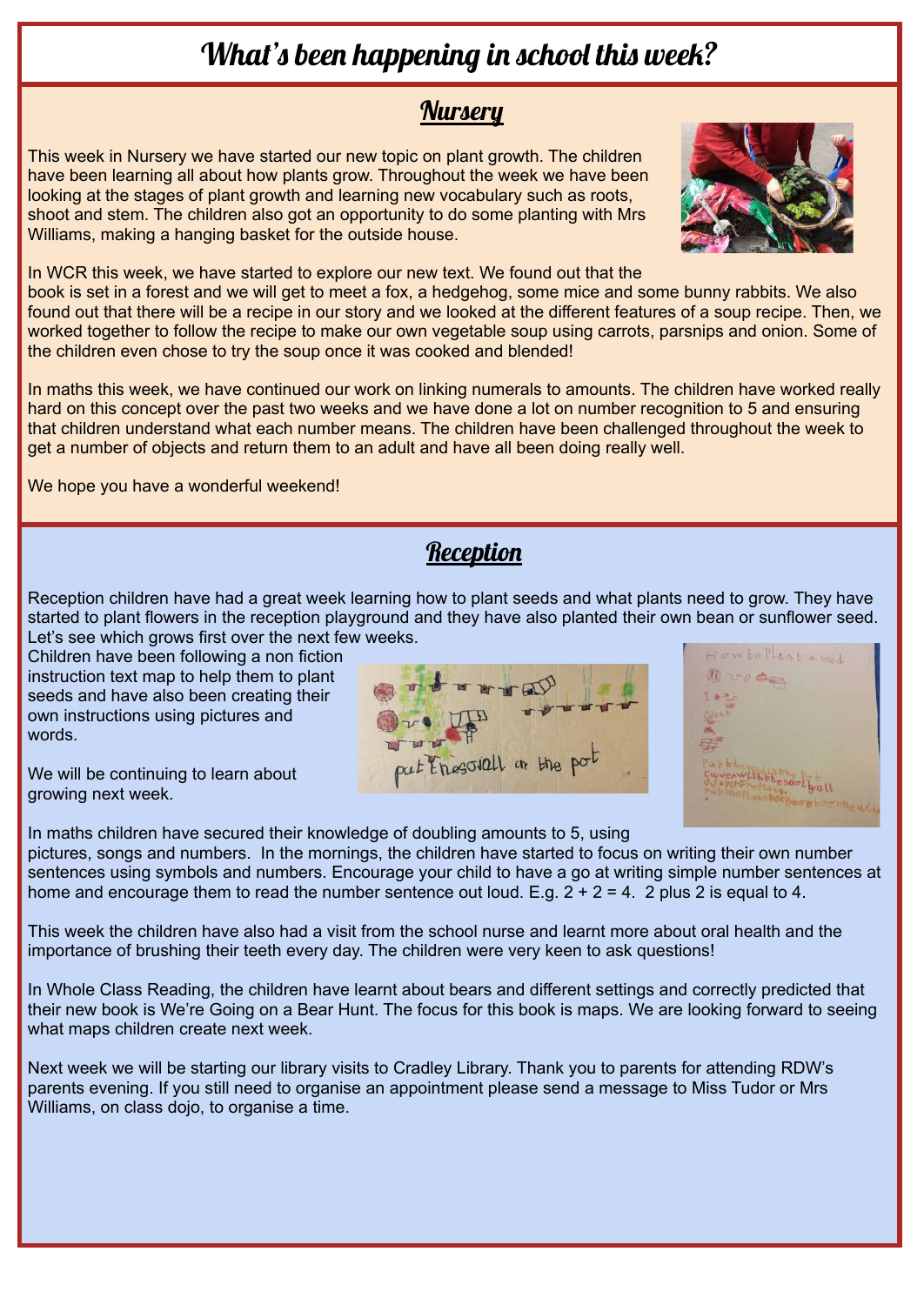# What's been happening in school this week?

## Nursery

This week in Nursery we have started our new topic on plant growth. The children have been learning all about how plants grow. Throughout the week we have been looking at the stages of plant growth and learning new vocabulary such as roots, shoot and stem. The children also got an opportunity to do some planting with Mrs Williams, making a hanging basket for the outside house.

In WCR this week, we have started to explore our new text. We found out that the book is set in a forest and we will get to meet a fox, a hedgehog, some mice and some bunny rabbits. We also found out that there will be a recipe in our story and we looked at the different features of a soup recipe. Then, we worked together to follow the recipe to make our own vegetable soup using carrots, parsnips and onion. Some of the children even chose to try the soup once it was cooked and blended!

In maths this week, we have continued our work on linking numerals to amounts. The children have worked really hard on this concept over the past two weeks and we have done a lot on number recognition to 5 and ensuring that children understand what each number means. The children have been challenged throughout the week to get a number of objects and return them to an adult and have all been doing really well.

We hope you have a wonderful weekend!

## Reception

Reception children have had a great week learning how to plant seeds and what plants need to grow. They have started to plant flowers in the reception playground and they have also planted their own bean or sunflower seed. Let's see which grows first over the next few weeks.

Children have been following a non fiction instruction text map to help them to plant seeds and have also been creating their own instructions using pictures and words.

We will be continuing to learn about growing next week.

In maths children have secured their knowledge of doubling amounts to 5, using pictures, songs and numbers. In the mornings, the children have started to focus on writing their own number sentences using symbols and numbers. Encourage your child to have a go at writing simple number sentences at home and encourage them to read the number sentence out loud. E.g. 2 + 2 = 4. 2 plus 2 is equal to 4.

This week the children have also had a visit from the school nurse and learnt more about oral health and the importance of brushing their teeth every day. The children were very keen to ask questions!

In Whole Class Reading, the children have learnt about bears and different settings and correctly predicted that their new book is We're Going on a Bear Hunt. The focus for this book is maps. We are looking forward to seeing what maps children create next week.

Next week we will be starting our library visits to Cradley Library. Thank you to parents for attending RDW's parents evening. If you still need to organise an appointment please send a message to Miss Tudor or Mrs Williams, on class dojo, to organise a time.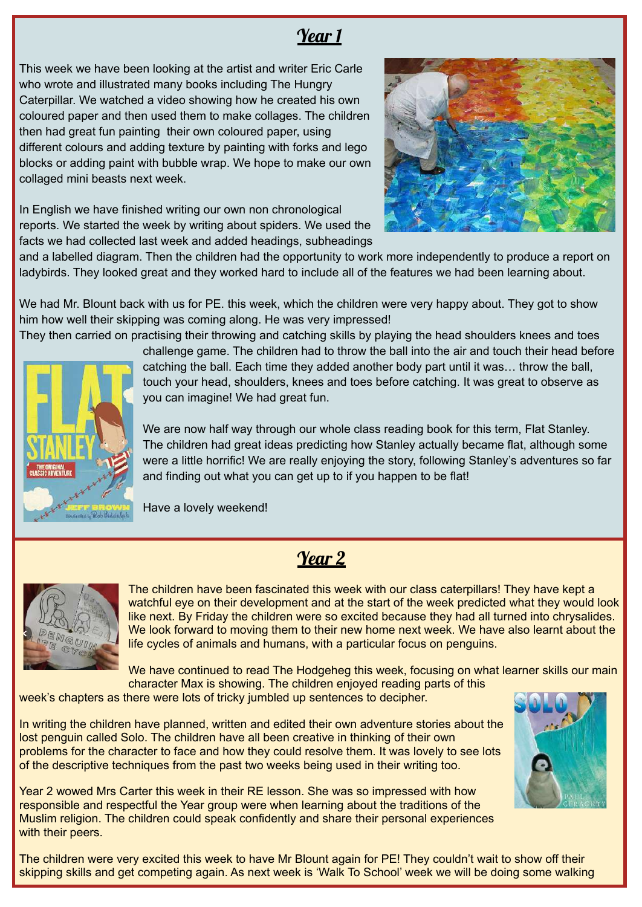## Year 1

This week we have been looking at the artist and writer Eric Carle who wrote and illustrated many books including The Hungry Caterpillar. We watched a video showing how he created his own coloured paper and then used them to make collages. The children then had great fun painting their own coloured paper, using different colours and adding texture by painting with forks and lego blocks or adding paint with bubble wrap. We hope to make our own collaged mini beasts next week.

In English we have finished writing our own non chronological reports. We started the week by writing about spiders. We used the facts we had collected last week and added headings, subheadings and a labelled diagram. Then the children had the opportunity to work more independently to produce a report on ladybirds. They looked great and they worked hard to include all of the features we had been learning about.

We had Mr. Blount back with us for PE. this week, which the children were very happy about. They got to show him how well their skipping was coming along. He was very impressed!
They then carried on practising their throwing and catching skills by playing the head shoulders knees and toes challenge game. The children had to throw the ball into the air and touch their head before catching the ball. Each time they added another body part until it was… throw the ball, touch your head, shoulders, knees and toes before catching. It was great to observe as you can imagine! We had great fun.

We are now half way through our whole class reading book for this term, Flat Stanley. The children had great ideas predicting how Stanley actually became flat, although some were a little horrific! We are really enjoying the story, following Stanley's adventures so far and finding out what you can get up to if you happen to be flat!

Have a lovely weekend!

## Year 2

The children have been fascinated this week with our class caterpillars! They have kept a watchful eye on their development and at the start of the week predicted what they would look like next. By Friday the children were so excited because they had all turned into chrysalides. We look forward to moving them to their new home next week. We have also learnt about the life cycles of animals and humans, with a particular focus on penguins.

We have continued to read The Hodgeheg this week, focusing on what learner skills our main character Max is showing. The children enjoyed reading parts of this week's chapters as there were lots of tricky jumbled up sentences to decipher.

In writing the children have planned, written and edited their own adventure stories about the lost penguin called Solo. The children have all been creative in thinking of their own problems for the character to face and how they could resolve them. It was lovely to see lots of the descriptive techniques from the past two weeks being used in their writing too.

Year 2 wowed Mrs Carter this week in their RE lesson. She was so impressed with how responsible and respectful the Year group were when learning about the traditions of the Muslim religion. The children could speak confidently and share their personal experiences with their peers.

The children were very excited this week to have Mr Blount again for PE! They couldn't wait to show off their skipping skills and get competing again. As next week is 'Walk To School' week we will be doing some walking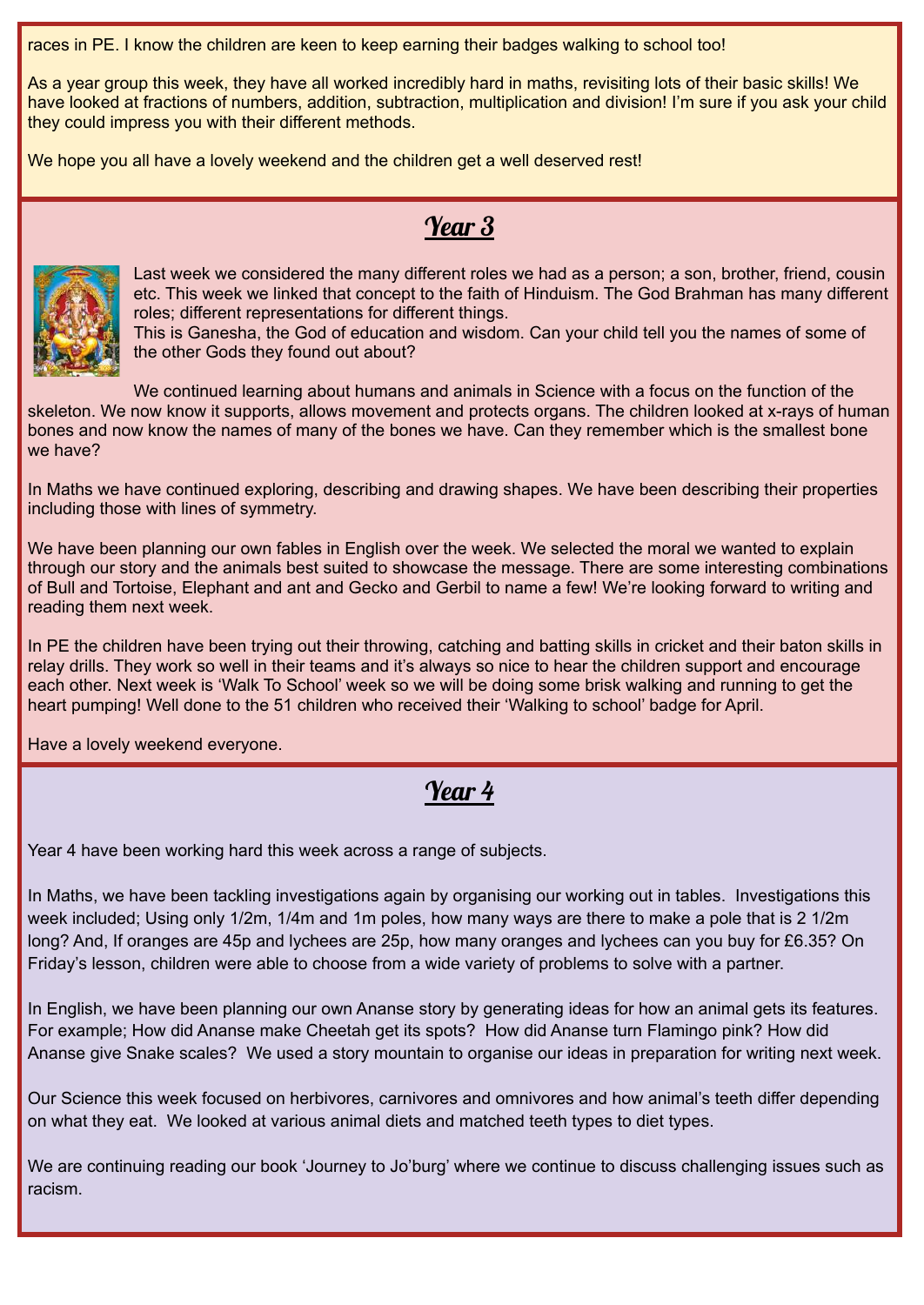races in PE. I know the children are keen to keep earning their badges walking to school too!

As a year group this week, they have all worked incredibly hard in maths, revisiting lots of their basic skills! We have looked at fractions of numbers, addition, subtraction, multiplication and division! I'm sure if you ask your child they could impress you with their different methods.

We hope you all have a lovely weekend and the children get a well deserved rest!

## Year 3

Last week we considered the many different roles we had as a person; a son, brother, friend, cousin etc. This week we linked that concept to the faith of Hinduism. The God Brahman has many different roles; different representations for different things.
This is Ganesha, the God of education and wisdom. Can your child tell you the names of some of the other Gods they found out about?

We continued learning about humans and animals in Science with a focus on the function of the skeleton. We now know it supports, allows movement and protects organs. The children looked at x-rays of human bones and now know the names of many of the bones we have. Can they remember which is the smallest bone we have?

In Maths we have continued exploring, describing and drawing shapes. We have been describing their properties including those with lines of symmetry.

We have been planning our own fables in English over the week. We selected the moral we wanted to explain through our story and the animals best suited to showcase the message. There are some interesting combinations of Bull and Tortoise, Elephant and ant and Gecko and Gerbil to name a few! We're looking forward to writing and reading them next week.

In PE the children have been trying out their throwing, catching and batting skills in cricket and their baton skills in relay drills. They work so well in their teams and it's always so nice to hear the children support and encourage each other. Next week is 'Walk To School' week so we will be doing some brisk walking and running to get the heart pumping! Well done to the 51 children who received their 'Walking to school' badge for April.

Have a lovely weekend everyone.

## Year 4

Year 4 have been working hard this week across a range of subjects.

In Maths, we have been tackling investigations again by organising our working out in tables. Investigations this week included; Using only 1/2m, 1/4m and 1m poles, how many ways are there to make a pole that is 2 1/2m long? And, If oranges are 45p and lychees are 25p, how many oranges and lychees can you buy for £6.35? On Friday's lesson, children were able to choose from a wide variety of problems to solve with a partner.

In English, we have been planning our own Ananse story by generating ideas for how an animal gets its features. For example; How did Ananse make Cheetah get its spots? How did Ananse turn Flamingo pink? How did Ananse give Snake scales? We used a story mountain to organise our ideas in preparation for writing next week.

Our Science this week focused on herbivores, carnivores and omnivores and how animal's teeth differ depending on what they eat. We looked at various animal diets and matched teeth types to diet types.

We are continuing reading our book 'Journey to Jo'burg' where we continue to discuss challenging issues such as racism.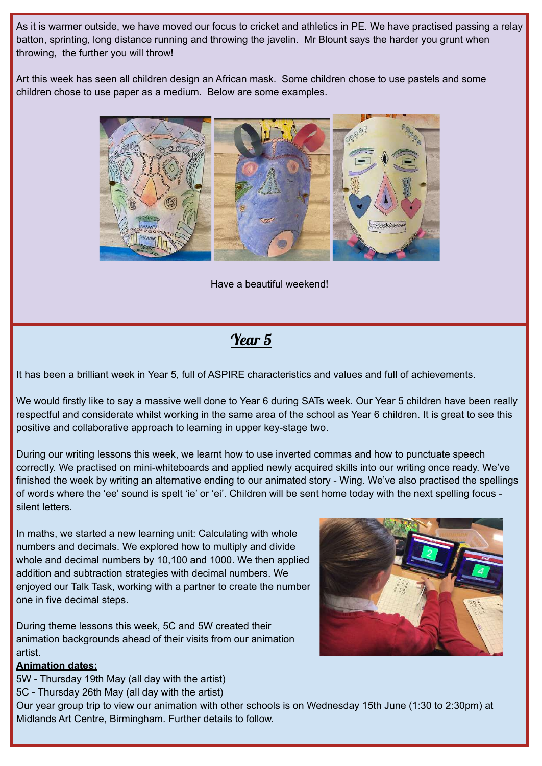As it is warmer outside, we have moved our focus to cricket and athletics in PE. We have practised passing a relay batton, sprinting, long distance running and throwing the javelin. Mr Blount says the harder you grunt when throwing, the further you will throw!

Art this week has seen all children design an African mask. Some children chose to use pastels and some children chose to use paper as a medium. Below are some examples.

Have a beautiful weekend!

## *Year 5*

It has been a brilliant week in Year 5, full of ASPIRE characteristics and values and full of achievements.

We would firstly like to say a massive well done to Year 6 during SATs week. Our Year 5 children have been really respectful and considerate whilst working in the same area of the school as Year 6 children. It is great to see this positive and collaborative approach to learning in upper key-stage two.

During our writing lessons this week, we learnt how to use inverted commas and how to punctuate speech correctly. We practised on mini-whiteboards and applied newly acquired skills into our writing once ready. We've finished the week by writing an alternative ending to our animated story - Wing. We've also practised the spellings of words where the 'ee' sound is spelt 'ie' or 'ei'. Children will be sent home today with the next spelling focus - silent letters.

In maths, we started a new learning unit: Calculating with whole numbers and decimals. We explored how to multiply and divide whole and decimal numbers by 10,100 and 1000. We then applied addition and subtraction strategies with decimal numbers. We enjoyed our Talk Task, working with a partner to create the number one in five decimal steps.

During theme lessons this week, 5C and 5W created their animation backgrounds ahead of their visits from our animation artist.

**Animation dates:**

5W - Thursday 19th May (all day with the artist)

5C - Thursday 26th May (all day with the artist)

Our year group trip to view our animation with other schools is on Wednesday 15th June (1:30 to 2:30pm) at Midlands Art Centre, Birmingham. Further details to follow.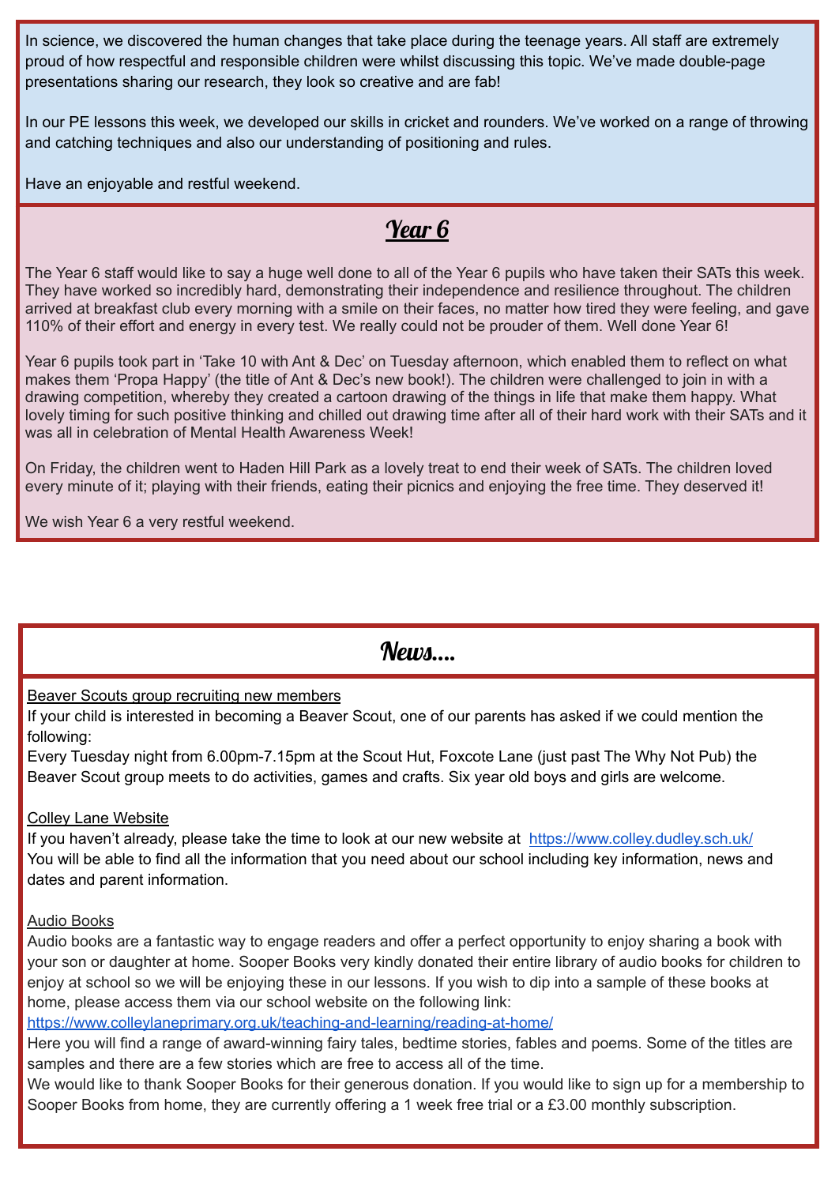In science, we discovered the human changes that take place during the teenage years. All staff are extremely proud of how respectful and responsible children were whilst discussing this topic. We've made double-page presentations sharing our research, they look so creative and are fab!

In our PE lessons this week, we developed our skills in cricket and rounders. We've worked on a range of throwing and catching techniques and also our understanding of positioning and rules.

Have an enjoyable and restful weekend.

## Year 6

The Year 6 staff would like to say a huge well done to all of the Year 6 pupils who have taken their SATs this week. They have worked so incredibly hard, demonstrating their independence and resilience throughout. The children arrived at breakfast club every morning with a smile on their faces, no matter how tired they were feeling, and gave 110% of their effort and energy in every test. We really could not be prouder of them. Well done Year 6!

Year 6 pupils took part in 'Take 10 with Ant & Dec' on Tuesday afternoon, which enabled them to reflect on what makes them 'Propa Happy' (the title of Ant & Dec's new book!). The children were challenged to join in with a drawing competition, whereby they created a cartoon drawing of the things in life that make them happy. What lovely timing for such positive thinking and chilled out drawing time after all of their hard work with their SATs and it was all in celebration of Mental Health Awareness Week!

On Friday, the children went to Haden Hill Park as a lovely treat to end their week of SATs. The children loved every minute of it; playing with their friends, eating their picnics and enjoying the free time. They deserved it!

We wish Year 6 a very restful weekend.

## News....

Beaver Scouts group recruiting new members

If your child is interested in becoming a Beaver Scout, one of our parents has asked if we could mention the following:

Every Tuesday night from 6.00pm-7.15pm at the Scout Hut, Foxcote Lane (just past The Why Not Pub) the Beaver Scout group meets to do activities, games and crafts. Six year old boys and girls are welcome.

Colley Lane Website

If you haven't already, please take the time to look at our new website at https://www.colley.dudley.sch.uk/

You will be able to find all the information that you need about our school including key information, news and dates and parent information.

Audio Books

Audio books are a fantastic way to engage readers and offer a perfect opportunity to enjoy sharing a book with your son or daughter at home. Sooper Books very kindly donated their entire library of audio books for children to enjoy at school so we will be enjoying these in our lessons. If you wish to dip into a sample of these books at home, please access them via our school website on the following link:

https://www.colleylaneprimary.org.uk/teaching-and-learning/reading-at-home/

Here you will find a range of award-winning fairy tales, bedtime stories, fables and poems. Some of the titles are samples and there are a few stories which are free to access all of the time.

We would like to thank Sooper Books for their generous donation. If you would like to sign up for a membership to Sooper Books from home, they are currently offering a 1 week free trial or a £3.00 monthly subscription.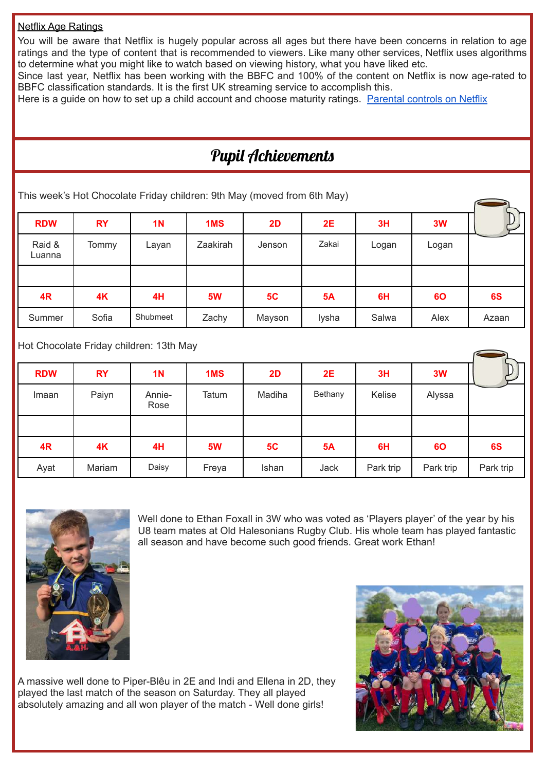Netflix Age Ratings

You will be aware that Netflix is hugely popular across all ages but there have been concerns in relation to age ratings and the type of content that is recommended to viewers. Like many other services, Netflix uses algorithms to determine what you might like to watch based on viewing history, what you have liked etc.

Since last year, Netflix has been working with the BBFC and 100% of the content on Netflix is now age-rated to BBFC classification standards. It is the first UK streaming service to accomplish this.

Here is a guide on how to set up a child account and choose maturity ratings. [Parental controls on Netflix]

## Pupil Achievements

This week's Hot Chocolate Friday children: 9th May (moved from 6th May)

| RDW | RY | 1N | 1MS | 2D | 2E | 3H | 3W | |
|---|---|---|---|---|---|---|---|---|
| Raid & Luanna | Tommy | Layan | Zaakirah | Jenson | Zakai | Logan | Logan | |
| | | | | | | | | |
| **4R** | **4K** | **4H** | **5W** | **5C** | **5A** | **6H** | **6O** | **6S** |
| Summer | Sofia | Shubmeet | Zachy | Mayson | Iysha | Salwa | Alex | Azaan |

Hot Chocolate Friday children: 13th May

| RDW | RY | 1N | 1MS | 2D | 2E | 3H | 3W | |
|---|---|---|---|---|---|---|---|---|
| Imaan | Paiyn | Annie-Rose | Tatum | Madiha | Bethany | Kelise | Alyssa | |
| | | | | | | | | |
| **4R** | **4K** | **4H** | **5W** | **5C** | **5A** | **6H** | **6O** | **6S** |
| Ayat | Mariam | Daisy | Freya | Ishan | Jack | Park trip | Park trip | Park trip |

Well done to Ethan Foxall in 3W who was voted as 'Players player' of the year by his U8 team mates at Old Halesonians Rugby Club. His whole team has played fantastic all season and have become such good friends. Great work Ethan!

A massive well done to Piper-Blêu in 2E and Indi and Ellena in 2D, they played the last match of the season on Saturday. They all played absolutely amazing and all won player of the match - Well done girls!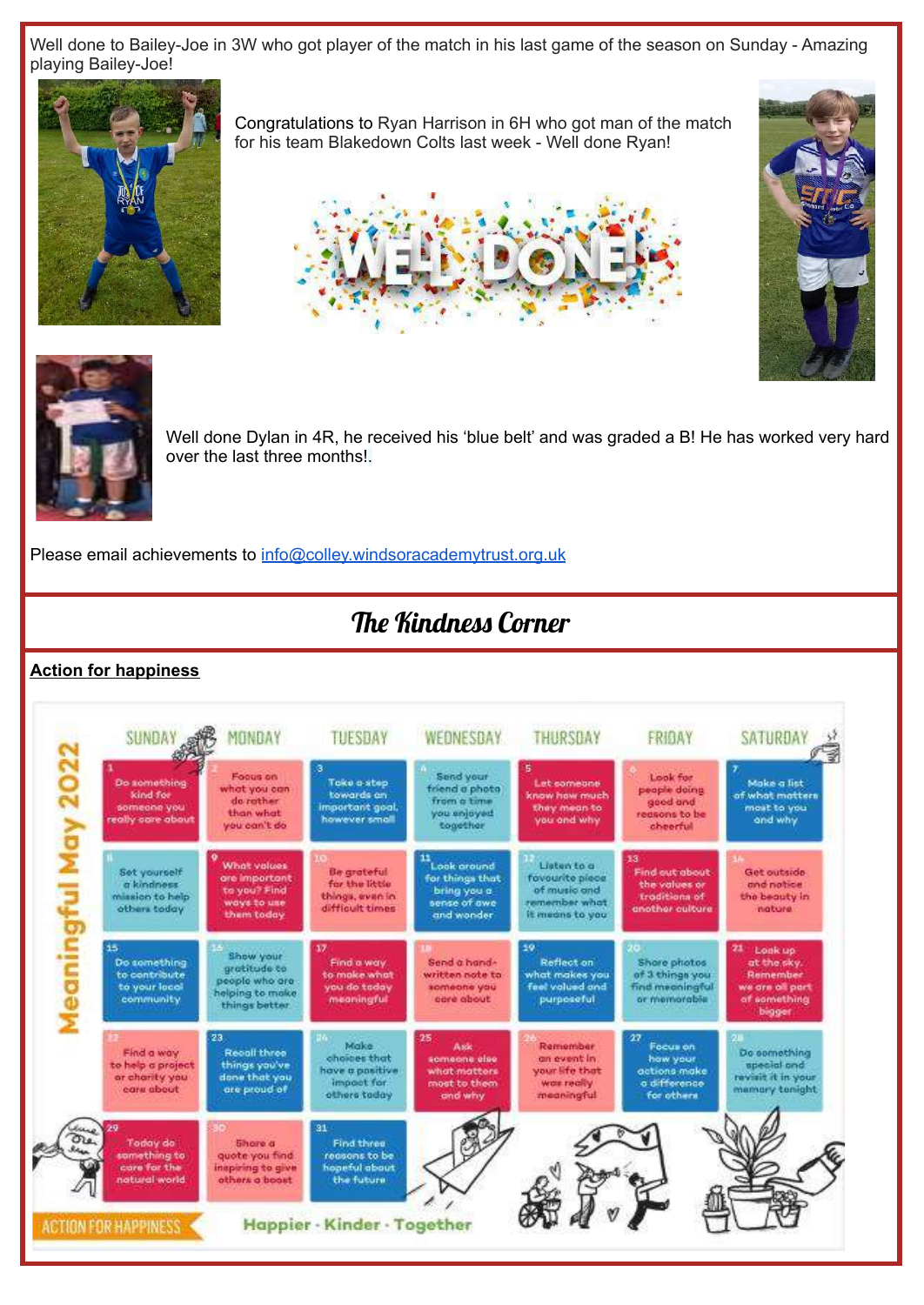Well done to Bailey-Joe in 3W who got player of the match in his last game of the season on Sunday - Amazing playing Bailey-Joe!

Congratulations to Ryan Harrison in 6H who got man of the match for his team Blakedown Colts last week - Well done Ryan!

WELL DONE!

Well done Dylan in 4R, he received his 'blue belt' and was graded a B! He has worked very hard over the last three months!.

Please email achievements to info@colley.windsoracademytrust.org.uk

## The Kindness Corner

**Action for happiness**

**Meaningful May 2022**

| SUNDAY | MONDAY | TUESDAY | WEDNESDAY | THURSDAY | FRIDAY | SATURDAY |
|---|---|---|---|---|---|---|
| 1 Do something kind for someone you really care about | 2 Focus on what you can do rather than what you can't do | 3 Take a step towards an important goal, however small | 4 Send your friend a photo from a time you enjoyed together | 5 Let someone know how much they mean to you and why | 6 Look for people doing good and reasons to be cheerful | 7 Make a list of what matters most to you and why |
| 8 Set yourself a kindness mission to help others today | 9 What values are important to you? Find ways to use them today | 10 Be grateful for the little things, even in difficult times | 11 Look around for things that bring you a sense of awe and wonder | 12 Listen to a favourite piece of music and remember what it means to you | 13 Find out about the values or traditions of another culture | 14 Get outside and notice the beauty in nature |
| 15 Do something to contribute to your local community | 16 Show your gratitude to people who are helping to make things better | 17 Find a way to make what you do today meaningful | 18 Send a hand-written note to someone you care about | 19 Reflect on what makes you feel valued and purposeful | 20 Share photos of 3 things you find meaningful or memorable | 21 Look up at the sky. Remember we are all part of something bigger |
| 22 Find a way to help a project or charity you care about | 23 Recall three things you've done that you are proud of | 24 Make choices that have a positive impact for others today | 25 Ask someone else what matters most to them and why | 26 Remember an event in your life that was really meaningful | 27 Focus on how your actions make a difference for others | 28 Do something special and revisit it in your memory tonight |
| 29 Today do something to care for the natural world | 30 Share a quote you find inspiring to give others a boost | 31 Find three reasons to be hopeful about the future | | | | |

ACTION FOR HAPPINESS — Happier · Kinder · Together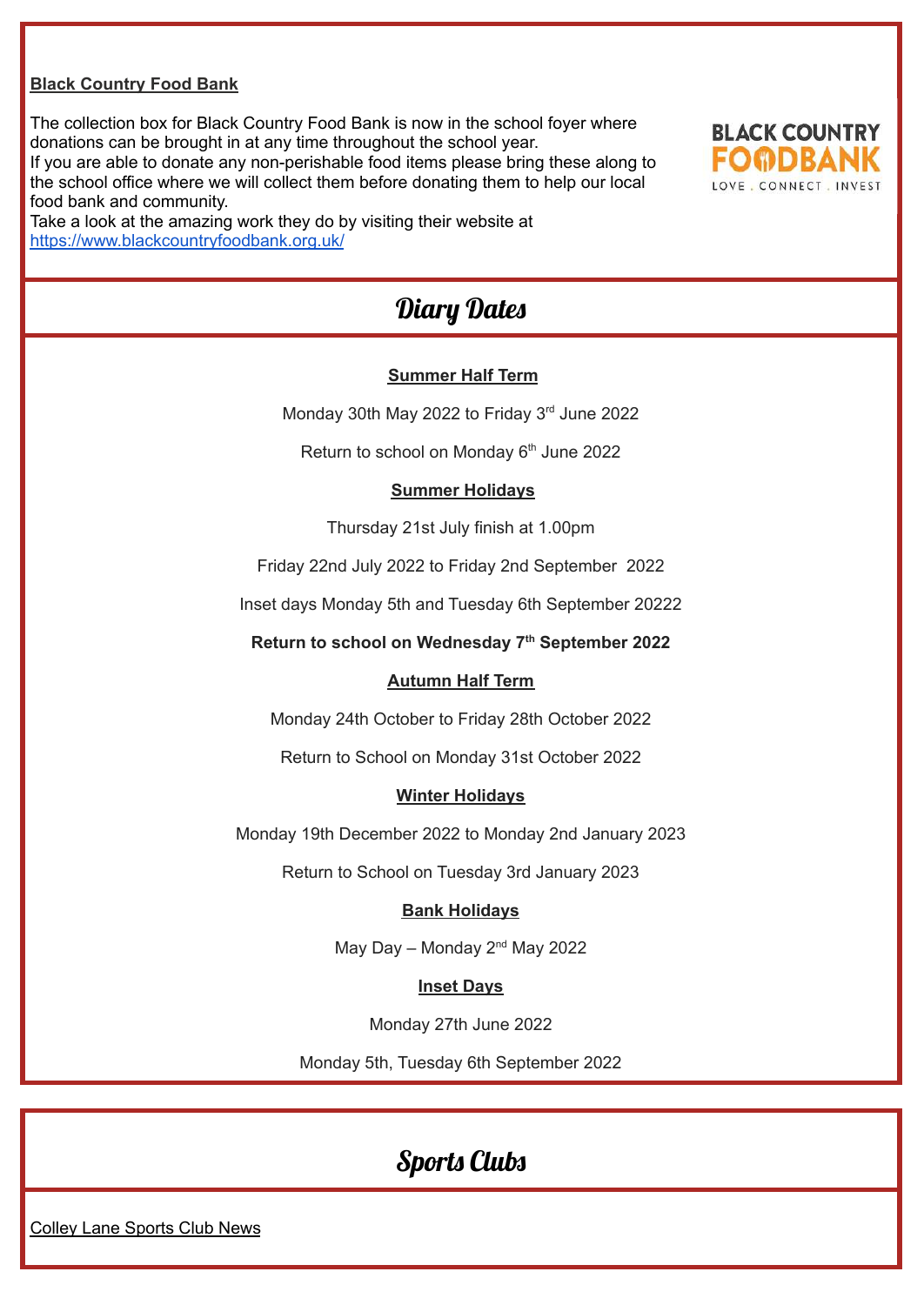**Black Country Food Bank**

The collection box for Black Country Food Bank is now in the school foyer where donations can be brought in at any time throughout the school year.
If you are able to donate any non-perishable food items please bring these along to the school office where we will collect them before donating them to help our local food bank and community.
Take a look at the amazing work they do by visiting their website at https://www.blackcountryfoodbank.org.uk/

BLACK COUNTRY FOODBANK
LOVE . CONNECT . INVEST

## Diary Dates

**Summer Half Term**

Monday 30th May 2022 to Friday 3rd June 2022

Return to school on Monday 6th June 2022

**Summer Holidays**

Thursday 21st July finish at 1.00pm

Friday 22nd July 2022 to Friday 2nd September 2022

Inset days Monday 5th and Tuesday 6th September 20222

**Return to school on Wednesday 7th September 2022**

**Autumn Half Term**

Monday 24th October to Friday 28th October 2022

Return to School on Monday 31st October 2022

**Winter Holidays**

Monday 19th December 2022 to Monday 2nd January 2023

Return to School on Tuesday 3rd January 2023

**Bank Holidays**

May Day – Monday 2nd May 2022

**Inset Days**

Monday 27th June 2022

Monday 5th, Tuesday 6th September 2022

## Sports Clubs

Colley Lane Sports Club News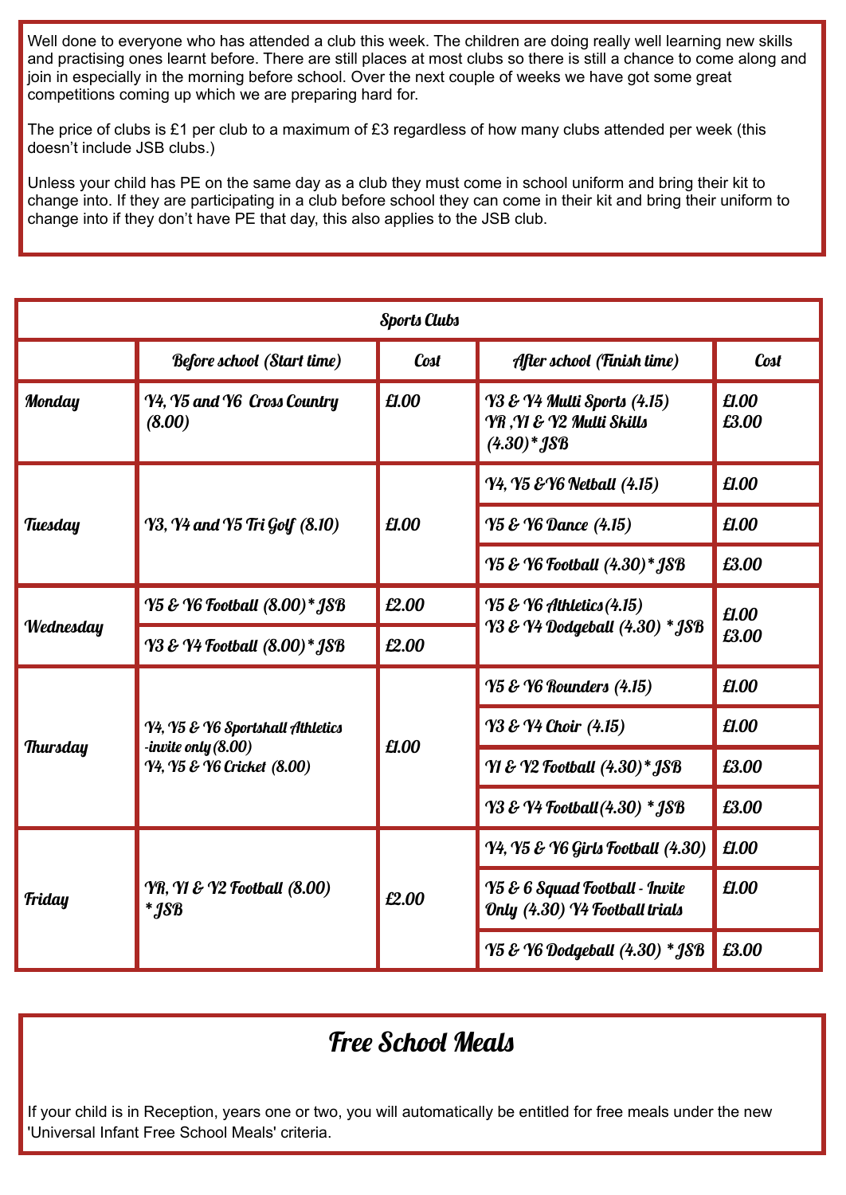Well done to everyone who has attended a club this week. The children are doing really well learning new skills and practising ones learnt before. There are still places at most clubs so there is still a chance to come along and join in especially in the morning before school. Over the next couple of weeks we have got some great competitions coming up which we are preparing hard for.

The price of clubs is £1 per club to a maximum of £3 regardless of how many clubs attended per week (this doesn't include JSB clubs.)

Unless your child has PE on the same day as a club they must come in school uniform and bring their kit to change into. If they are participating in a club before school they can come in their kit and bring their uniform to change into if they don't have PE that day, this also applies to the JSB club.

| Sports Clubs | | | | |
|---|---|---|---|---|
| | Before school (Start time) | Cost | After school (Finish time) | Cost |
| Monday | Y4, Y5 and Y6 Cross Country (8.00) | £1.00 | Y3 & Y4 Multi Sports (4.15)<br>YR ,Y1 & Y2 Multi Skills (4.30)* JSB | £1.00<br>£3.00 |
| Tuesday | Y3, Y4 and Y5 Tri Golf (8.10) | £1.00 | Y4, Y5 &Y6 Netball (4.15) | £1.00 |
| | | | Y5 & Y6 Dance (4.15) | £1.00 |
| | | | Y5 & Y6 Football (4.30)* JSB | £3.00 |
| Wednesday | Y5 & Y6 Football (8.00)* JSB | £2.00 | Y5 & Y6 Athletics (4.15)<br>Y3 & Y4 Dodgeball (4.30) * JSB | £1.00<br>£3.00 |
| | Y3 & Y4 Football (8.00)* JSB | £2.00 | | |
| Thursday | Y4, Y5 & Y6 Sportshall Athletics -invite only (8.00)<br>Y4, Y5 & Y6 Cricket (8.00) | £1.00 | Y5 & Y6 Rounders (4.15) | £1.00 |
| | | | Y3 & Y4 Choir (4.15) | £1.00 |
| | | | Y1 & Y2 Football (4.30)* JSB | £3.00 |
| | | | Y3 & Y4 Football (4.30) * JSB | £3.00 |
| Friday | YR, Y1 & Y2 Football (8.00) * JSB | £2.00 | Y4, Y5 & Y6 Girls Football (4.30) | £1.00 |
| | | | Y5 & 6 Squad Football - Invite Only (4.30) Y4 Football trials | £1.00 |
| | | | Y5 & Y6 Dodgeball (4.30) * JSB | £3.00 |

## Free School Meals

If your child is in Reception, years one or two, you will automatically be entitled for free meals under the new 'Universal Infant Free School Meals' criteria.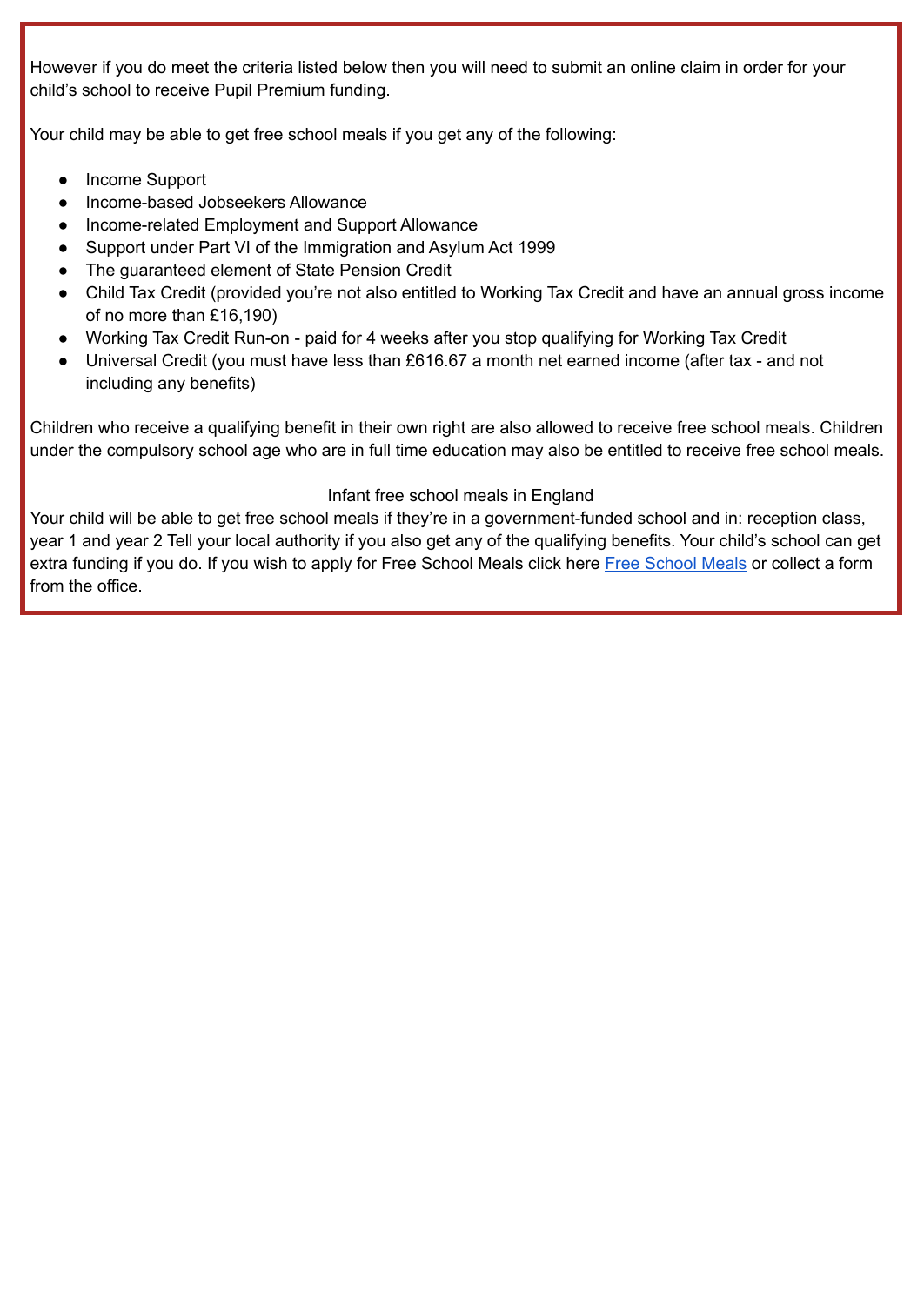However if you do meet the criteria listed below then you will need to submit an online claim in order for your child's school to receive Pupil Premium funding.

Your child may be able to get free school meals if you get any of the following:

- Income Support
- Income-based Jobseekers Allowance
- Income-related Employment and Support Allowance
- Support under Part VI of the Immigration and Asylum Act 1999
- The guaranteed element of State Pension Credit
- Child Tax Credit (provided you're not also entitled to Working Tax Credit and have an annual gross income of no more than £16,190)
- Working Tax Credit Run-on - paid for 4 weeks after you stop qualifying for Working Tax Credit
- Universal Credit (you must have less than £616.67 a month net earned income (after tax - and not including any benefits)

Children who receive a qualifying benefit in their own right are also allowed to receive free school meals. Children under the compulsory school age who are in full time education may also be entitled to receive free school meals.

Infant free school meals in England

Your child will be able to get free school meals if they're in a government-funded school and in: reception class, year 1 and year 2 Tell your local authority if you also get any of the qualifying benefits. Your child's school can get extra funding if you do. If you wish to apply for Free School Meals click here Free School Meals or collect a form from the office.